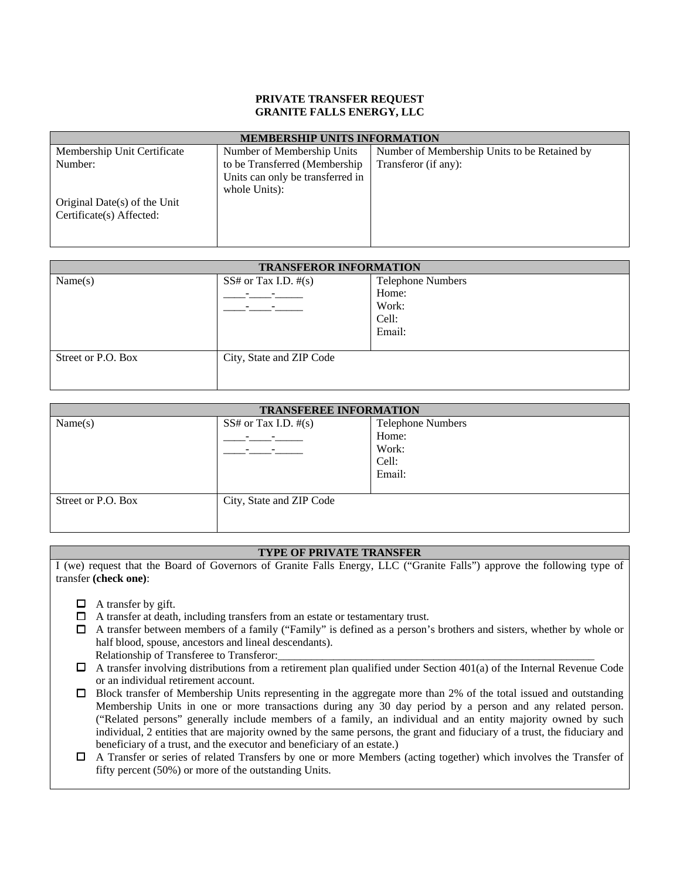**PRIVATE TRANSFER REQUEST**
**GRANITE FALLS ENERGY, LLC**

| MEMBERSHIP UNITS INFORMATION | | |
|---|---|---|
| Membership Unit Certificate Number:<br><br>Original Date(s) of the Unit Certificate(s) Affected: | Number of Membership Units to be Transferred (Membership Units can only be transferred in whole Units): | Number of Membership Units to be Retained by Transferor (if any): |

| TRANSFEROR INFORMATION | | |
|---|---|---|
| Name(s) | SS# or Tax I.D. #(s)<br>____-____-_____<br>____-____-_____ | Telephone Numbers<br>Home:<br>Work:<br>Cell:<br>Email: |
| Street or P.O. Box | City, State and ZIP Code | |

| TRANSFEREE INFORMATION | | |
|---|---|---|
| Name(s) | SS# or Tax I.D. #(s)<br>____-____-_____<br>____-____-_____ | Telephone Numbers<br>Home:<br>Work:<br>Cell:<br>Email: |
| Street or P.O. Box | City, State and ZIP Code | |

**TYPE OF PRIVATE TRANSFER**

I (we) request that the Board of Governors of Granite Falls Energy, LLC ("Granite Falls") approve the following type of transfer **(check one)**:

- ☐ A transfer by gift.
- ☐ A transfer at death, including transfers from an estate or testamentary trust.
- ☐ A transfer between members of a family ("Family" is defined as a person's brothers and sisters, whether by whole or half blood, spouse, ancestors and lineal descendants).
  Relationship of Transferee to Transferor:____________________________________________________________
- ☐ A transfer involving distributions from a retirement plan qualified under Section 401(a) of the Internal Revenue Code or an individual retirement account.
- ☐ Block transfer of Membership Units representing in the aggregate more than 2% of the total issued and outstanding Membership Units in one or more transactions during any 30 day period by a person and any related person. ("Related persons" generally include members of a family, an individual and an entity majority owned by such individual, 2 entities that are majority owned by the same persons, the grant and fiduciary of a trust, the fiduciary and beneficiary of a trust, and the executor and beneficiary of an estate.)
- ☐ A Transfer or series of related Transfers by one or more Members (acting together) which involves the Transfer of fifty percent (50%) or more of the outstanding Units.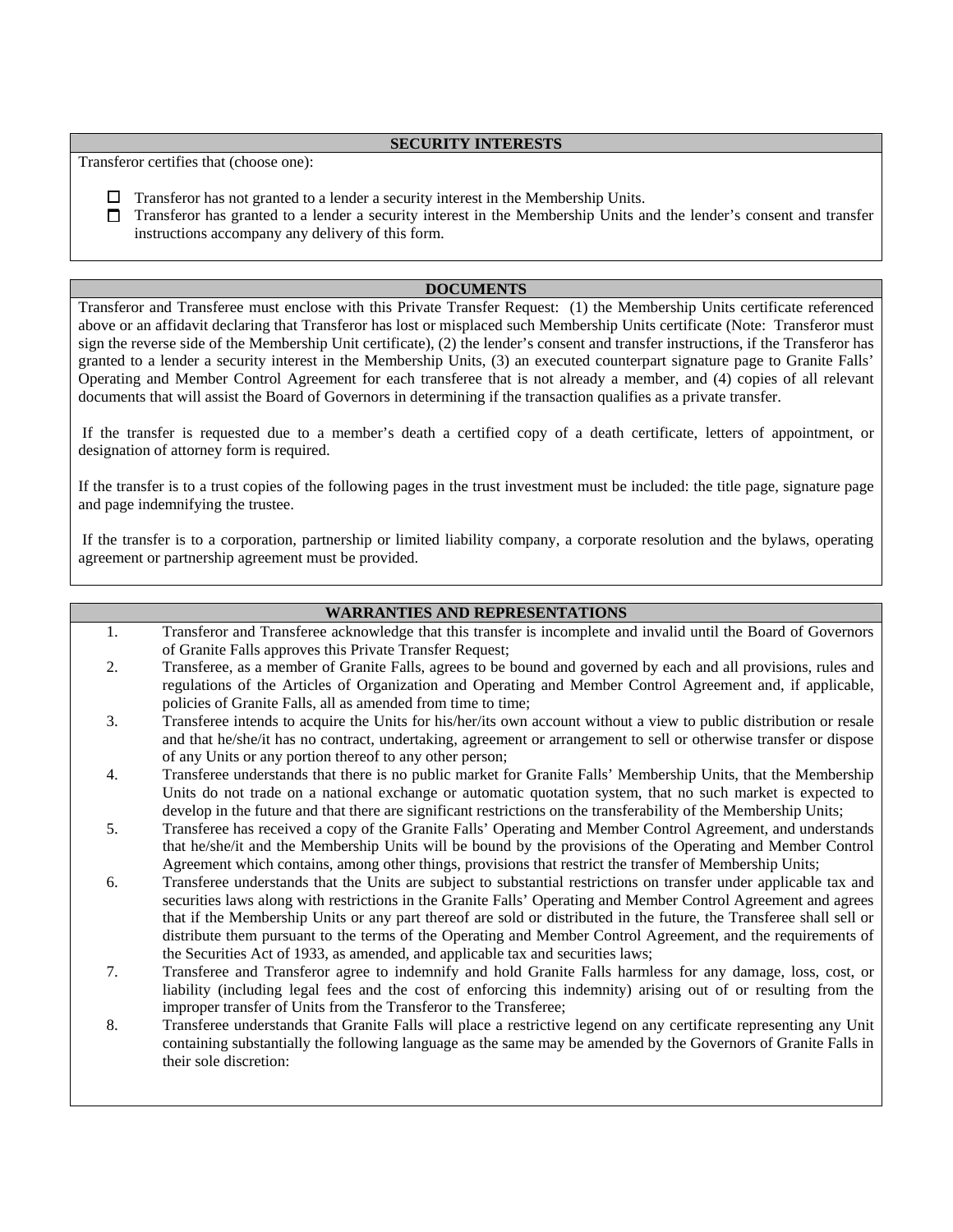## SECURITY INTERESTS

Transferor certifies that (choose one):

- ☐ Transferor has not granted to a lender a security interest in the Membership Units.
- ☐ Transferor has granted to a lender a security interest in the Membership Units and the lender's consent and transfer instructions accompany any delivery of this form.

## DOCUMENTS

Transferor and Transferee must enclose with this Private Transfer Request: (1) the Membership Units certificate referenced above or an affidavit declaring that Transferor has lost or misplaced such Membership Units certificate (Note: Transferor must sign the reverse side of the Membership Unit certificate), (2) the lender's consent and transfer instructions, if the Transferor has granted to a lender a security interest in the Membership Units, (3) an executed counterpart signature page to Granite Falls' Operating and Member Control Agreement for each transferee that is not already a member, and (4) copies of all relevant documents that will assist the Board of Governors in determining if the transaction qualifies as a private transfer.

If the transfer is requested due to a member's death a certified copy of a death certificate, letters of appointment, or designation of attorney form is required.

If the transfer is to a trust copies of the following pages in the trust investment must be included: the title page, signature page and page indemnifying the trustee.

If the transfer is to a corporation, partnership or limited liability company, a corporate resolution and the bylaws, operating agreement or partnership agreement must be provided.

## WARRANTIES AND REPRESENTATIONS

1. Transferor and Transferee acknowledge that this transfer is incomplete and invalid until the Board of Governors of Granite Falls approves this Private Transfer Request;
2. Transferee, as a member of Granite Falls, agrees to be bound and governed by each and all provisions, rules and regulations of the Articles of Organization and Operating and Member Control Agreement and, if applicable, policies of Granite Falls, all as amended from time to time;
3. Transferee intends to acquire the Units for his/her/its own account without a view to public distribution or resale and that he/she/it has no contract, undertaking, agreement or arrangement to sell or otherwise transfer or dispose of any Units or any portion thereof to any other person;
4. Transferee understands that there is no public market for Granite Falls' Membership Units, that the Membership Units do not trade on a national exchange or automatic quotation system, that no such market is expected to develop in the future and that there are significant restrictions on the transferability of the Membership Units;
5. Transferee has received a copy of the Granite Falls' Operating and Member Control Agreement, and understands that he/she/it and the Membership Units will be bound by the provisions of the Operating and Member Control Agreement which contains, among other things, provisions that restrict the transfer of Membership Units;
6. Transferee understands that the Units are subject to substantial restrictions on transfer under applicable tax and securities laws along with restrictions in the Granite Falls' Operating and Member Control Agreement and agrees that if the Membership Units or any part thereof are sold or distributed in the future, the Transferee shall sell or distribute them pursuant to the terms of the Operating and Member Control Agreement, and the requirements of the Securities Act of 1933, as amended, and applicable tax and securities laws;
7. Transferee and Transferor agree to indemnify and hold Granite Falls harmless for any damage, loss, cost, or liability (including legal fees and the cost of enforcing this indemnity) arising out of or resulting from the improper transfer of Units from the Transferor to the Transferee;
8. Transferee understands that Granite Falls will place a restrictive legend on any certificate representing any Unit containing substantially the following language as the same may be amended by the Governors of Granite Falls in their sole discretion: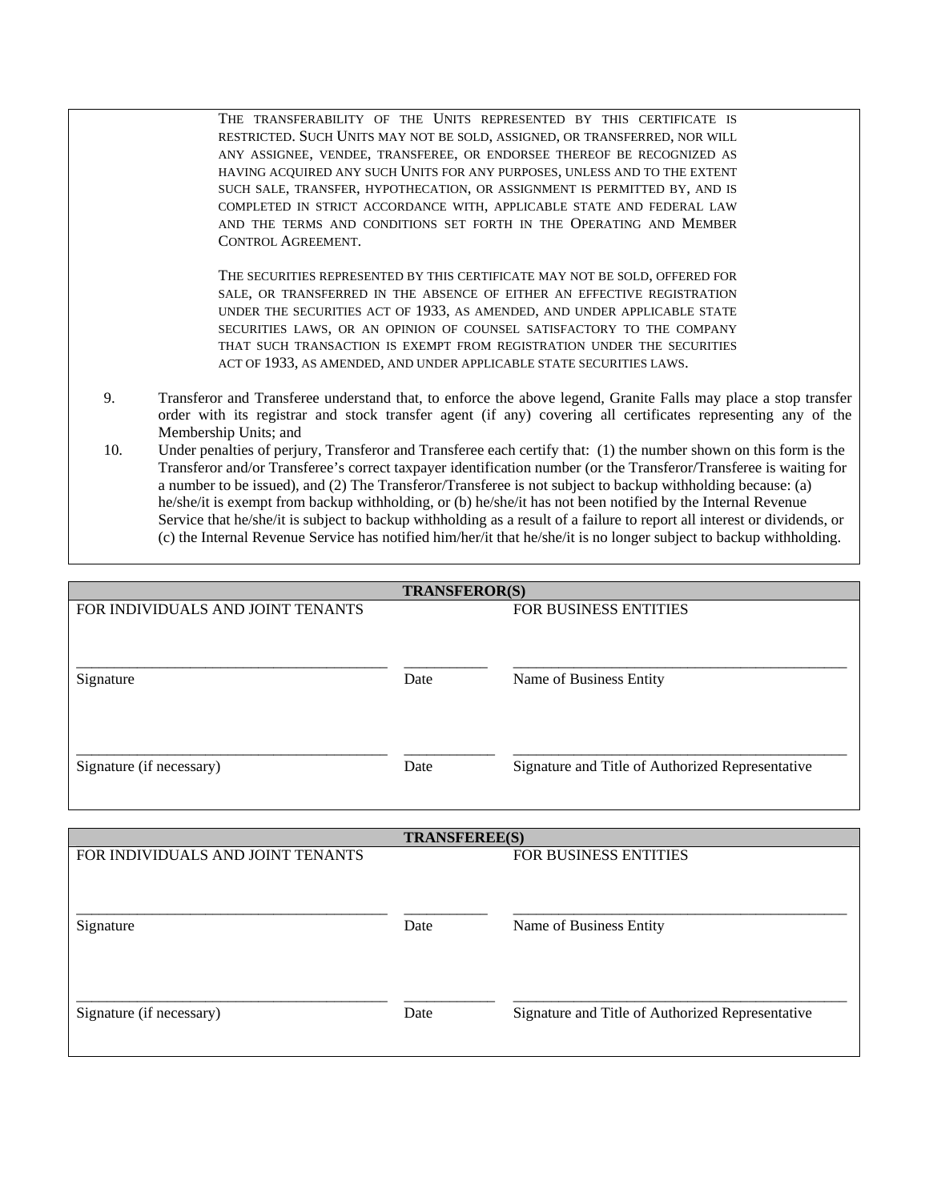THE TRANSFERABILITY OF THE UNITS REPRESENTED BY THIS CERTIFICATE IS RESTRICTED. SUCH UNITS MAY NOT BE SOLD, ASSIGNED, OR TRANSFERRED, NOR WILL ANY ASSIGNEE, VENDEE, TRANSFEREE, OR ENDORSEE THEREOF BE RECOGNIZED AS HAVING ACQUIRED ANY SUCH UNITS FOR ANY PURPOSES, UNLESS AND TO THE EXTENT SUCH SALE, TRANSFER, HYPOTHECATION, OR ASSIGNMENT IS PERMITTED BY, AND IS COMPLETED IN STRICT ACCORDANCE WITH, APPLICABLE STATE AND FEDERAL LAW AND THE TERMS AND CONDITIONS SET FORTH IN THE OPERATING AND MEMBER CONTROL AGREEMENT.

THE SECURITIES REPRESENTED BY THIS CERTIFICATE MAY NOT BE SOLD, OFFERED FOR SALE, OR TRANSFERRED IN THE ABSENCE OF EITHER AN EFFECTIVE REGISTRATION UNDER THE SECURITIES ACT OF 1933, AS AMENDED, AND UNDER APPLICABLE STATE SECURITIES LAWS, OR AN OPINION OF COUNSEL SATISFACTORY TO THE COMPANY THAT SUCH TRANSACTION IS EXEMPT FROM REGISTRATION UNDER THE SECURITIES ACT OF 1933, AS AMENDED, AND UNDER APPLICABLE STATE SECURITIES LAWS.

9. Transferor and Transferee understand that, to enforce the above legend, Granite Falls may place a stop transfer order with its registrar and stock transfer agent (if any) covering all certificates representing any of the Membership Units; and
10. Under penalties of perjury, Transferor and Transferee each certify that: (1) the number shown on this form is the Transferor and/or Transferee's correct taxpayer identification number (or the Transferor/Transferee is waiting for a number to be issued), and (2) The Transferor/Transferee is not subject to backup withholding because: (a) he/she/it is exempt from backup withholding, or (b) he/she/it has not been notified by the Internal Revenue Service that he/she/it is subject to backup withholding as a result of a failure to report all interest or dividends, or (c) the Internal Revenue Service has notified him/her/it that he/she/it is no longer subject to backup withholding.

| TRANSFEROR(S) | | |
|---|---|---|
| FOR INDIVIDUALS AND JOINT TENANTS | | FOR BUSINESS ENTITIES |
| ________________________ | ________ | ________________________ |
| Signature | Date | Name of Business Entity |
| ________________________ | ________ | ________________________ |
| Signature (if necessary) | Date | Signature and Title of Authorized Representative |

| TRANSFEREE(S) | | |
|---|---|---|
| FOR INDIVIDUALS AND JOINT TENANTS | | FOR BUSINESS ENTITIES |
| ________________________ | ________ | ________________________ |
| Signature | Date | Name of Business Entity |
| ________________________ | ________ | ________________________ |
| Signature (if necessary) | Date | Signature and Title of Authorized Representative |